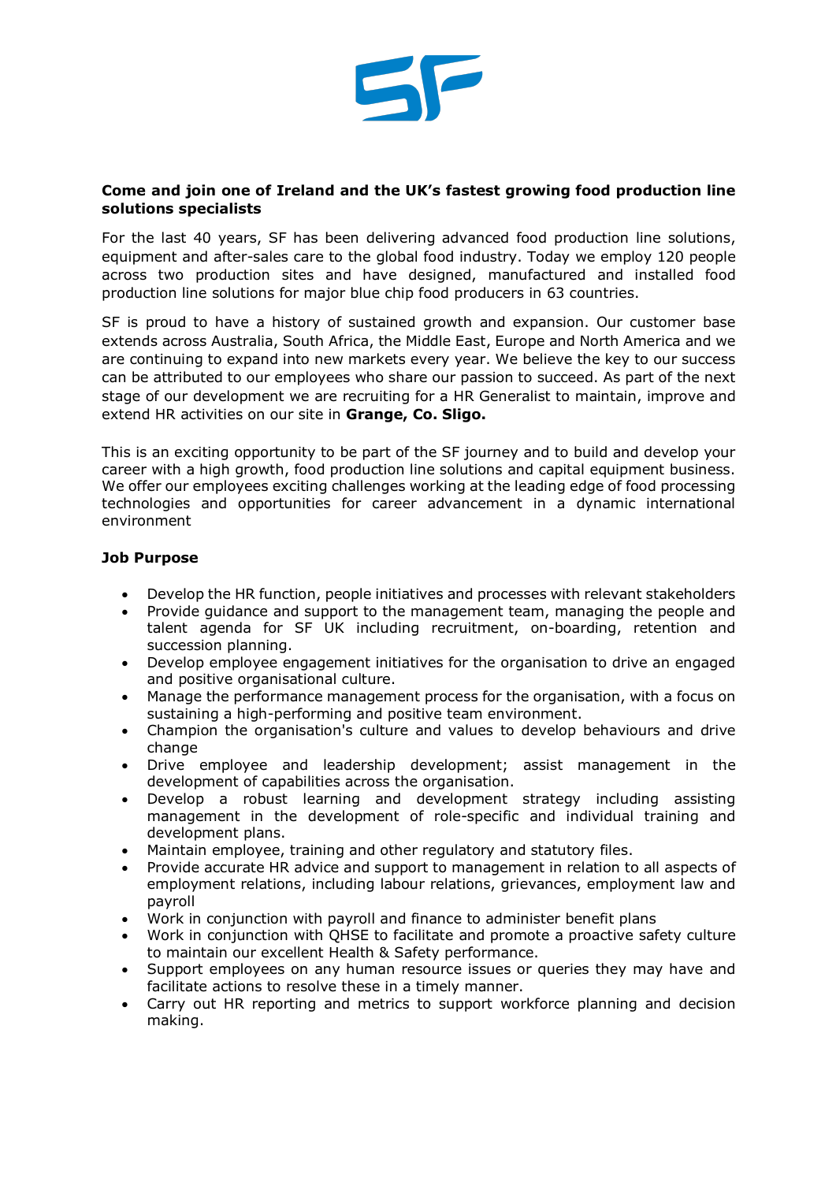**Come and join one of Ireland and the UK's fastest growing food production line solutions specialists**

For the last 40 years, SF has been delivering advanced food production line solutions, equipment and after-sales care to the global food industry. Today we employ 120 people across two production sites and have designed, manufactured and installed food production line solutions for major blue chip food producers in 63 countries.

SF is proud to have a history of sustained growth and expansion. Our customer base extends across Australia, South Africa, the Middle East, Europe and North America and we are continuing to expand into new markets every year. We believe the key to our success can be attributed to our employees who share our passion to succeed. As part of the next stage of our development we are recruiting for a HR Generalist to maintain, improve and extend HR activities on our site in **Grange, Co. Sligo.**

This is an exciting opportunity to be part of the SF journey and to build and develop your career with a high growth, food production line solutions and capital equipment business. We offer our employees exciting challenges working at the leading edge of food processing technologies and opportunities for career advancement in a dynamic international environment

**Job Purpose**

- Develop the HR function, people initiatives and processes with relevant stakeholders
- Provide guidance and support to the management team, managing the people and talent agenda for SF UK including recruitment, on-boarding, retention and succession planning.
- Develop employee engagement initiatives for the organisation to drive an engaged and positive organisational culture.
- Manage the performance management process for the organisation, with a focus on sustaining a high-performing and positive team environment.
- Champion the organisation's culture and values to develop behaviours and drive change
- Drive employee and leadership development; assist management in the development of capabilities across the organisation.
- Develop a robust learning and development strategy including assisting management in the development of role-specific and individual training and development plans.
- Maintain employee, training and other regulatory and statutory files.
- Provide accurate HR advice and support to management in relation to all aspects of employment relations, including labour relations, grievances, employment law and payroll
- Work in conjunction with payroll and finance to administer benefit plans
- Work in conjunction with QHSE to facilitate and promote a proactive safety culture to maintain our excellent Health & Safety performance.
- Support employees on any human resource issues or queries they may have and facilitate actions to resolve these in a timely manner.
- Carry out HR reporting and metrics to support workforce planning and decision making.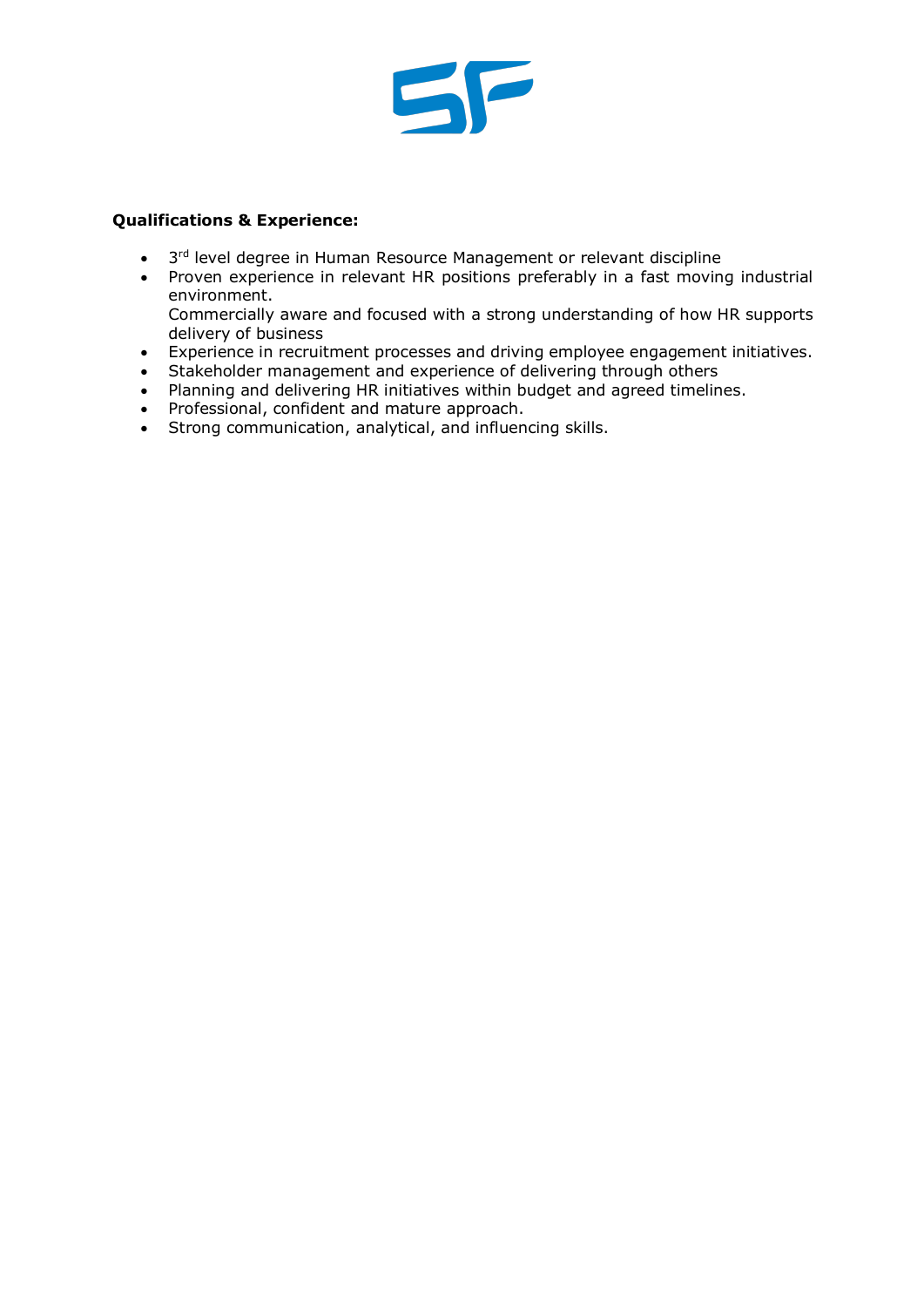**Qualifications & Experience:**

- 3rd level degree in Human Resource Management or relevant discipline
- Proven experience in relevant HR positions preferably in a fast moving industrial environment.
  Commercially aware and focused with a strong understanding of how HR supports delivery of business
- Experience in recruitment processes and driving employee engagement initiatives.
- Stakeholder management and experience of delivering through others
- Planning and delivering HR initiatives within budget and agreed timelines.
- Professional, confident and mature approach.
- Strong communication, analytical, and influencing skills.